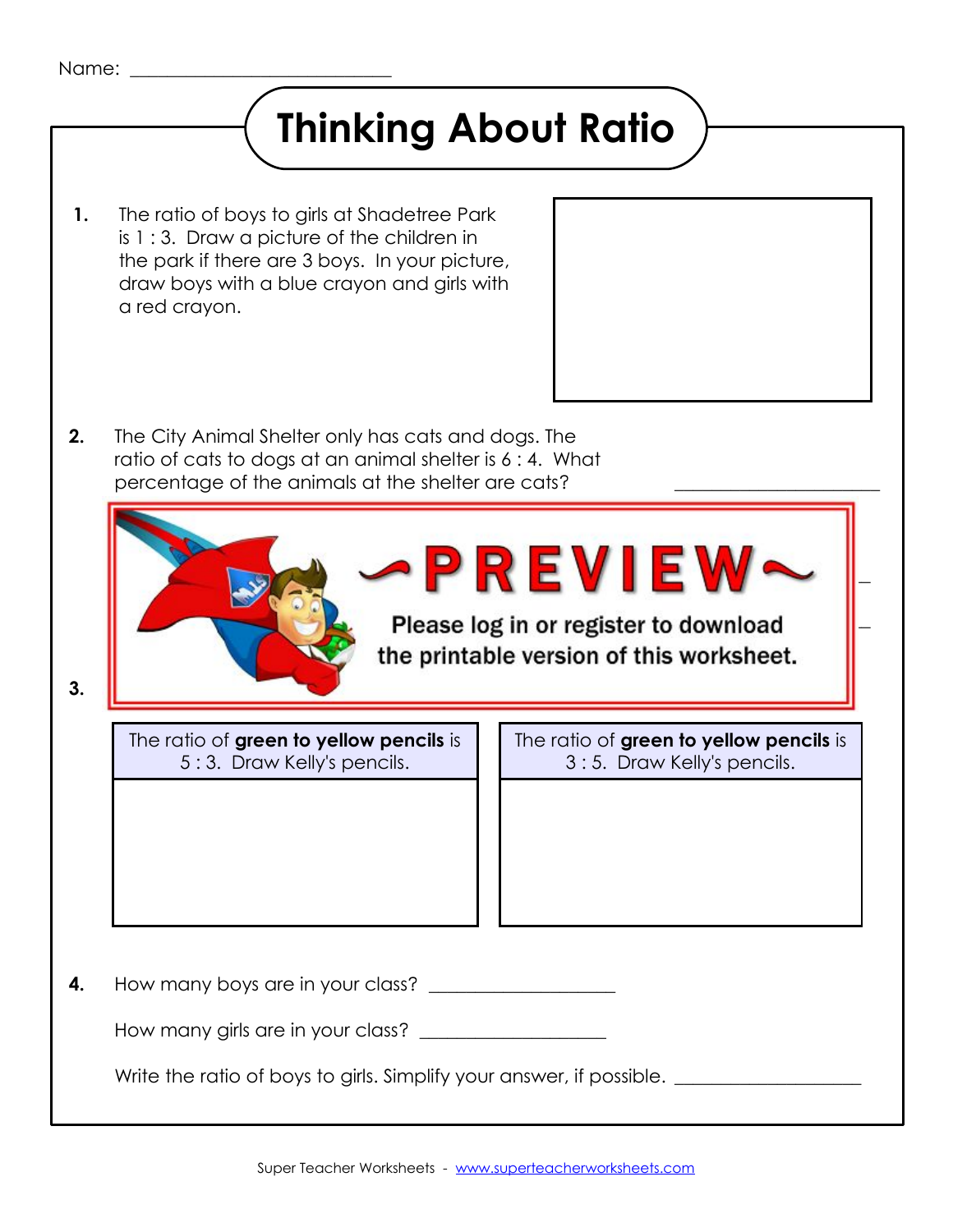Name: ___________________________

# Thinking About Ratio

**1.** The ratio of boys to girls at Shadetree Park is 1 : 3. Draw a picture of the children in the park if there are 3 boys. In your picture, draw boys with a blue crayon and girls with a red crayon.

**2.** The City Animal Shelter only has cats and dogs. The ratio of cats to dogs at an animal shelter is 6 : 4. What percentage of the animals at the shelter are cats? ____________________

~PREVIEW~

Please log in or register to download the printable version of this worksheet.

**3.**

| The ratio of **green to yellow pencils** is 5 : 3. Draw Kelly's pencils. | The ratio of **green to yellow pencils** is 3 : 5. Draw Kelly's pencils. |
|---|---|
| | |

**4.** How many boys are in your class? ____________________

How many girls are in your class? ____________________

Write the ratio of boys to girls. Simplify your answer, if possible. ____________________

Super Teacher Worksheets - www.superteacherworksheets.com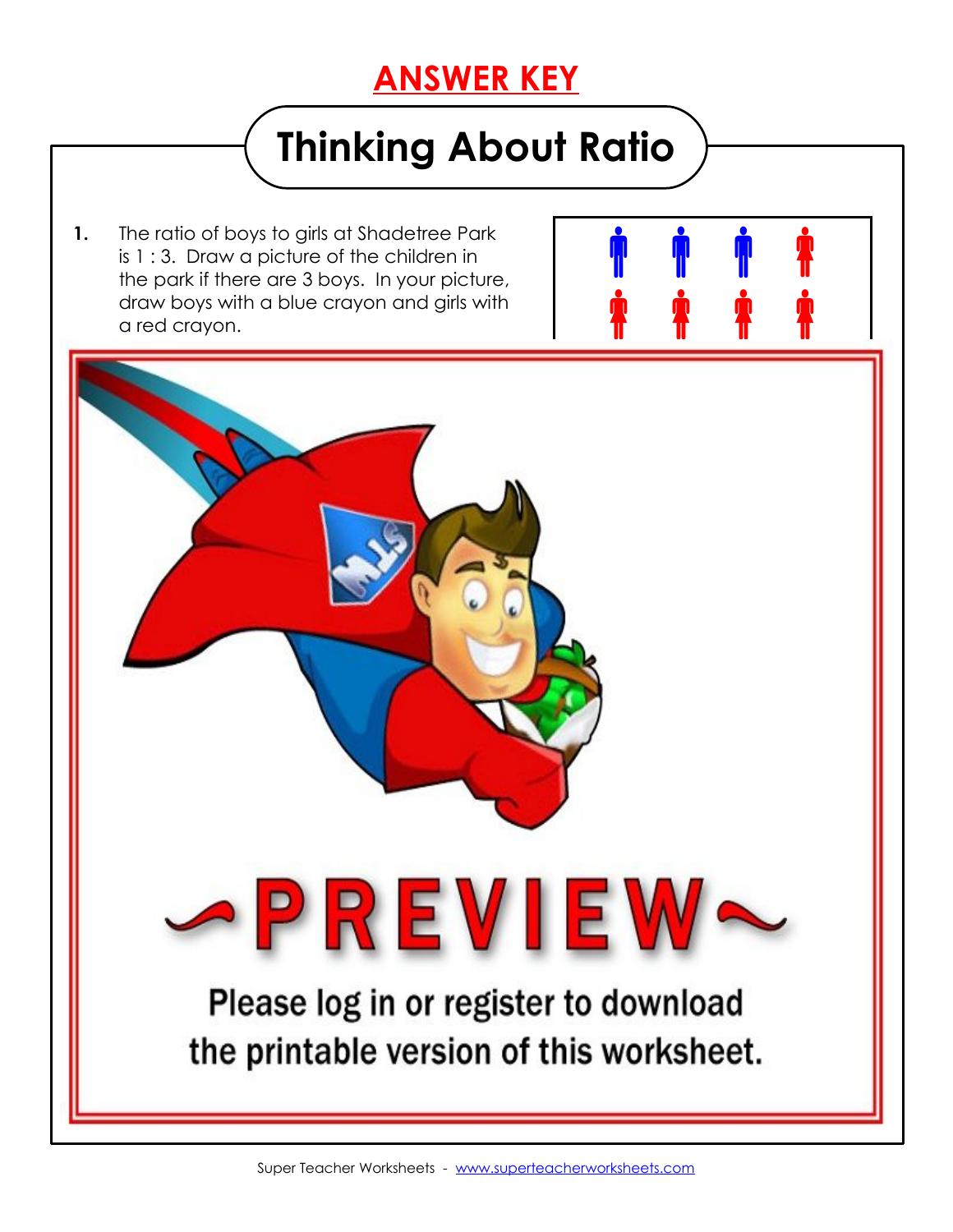# ANSWER KEY

## Thinking About Ratio

1. The ratio of boys to girls at Shadetree Park is 1 : 3. Draw a picture of the children in the park if there are 3 boys. In your picture, draw boys with a blue crayon and girls with a red crayon.

~PREVIEW~

Please log in or register to download the printable version of this worksheet.